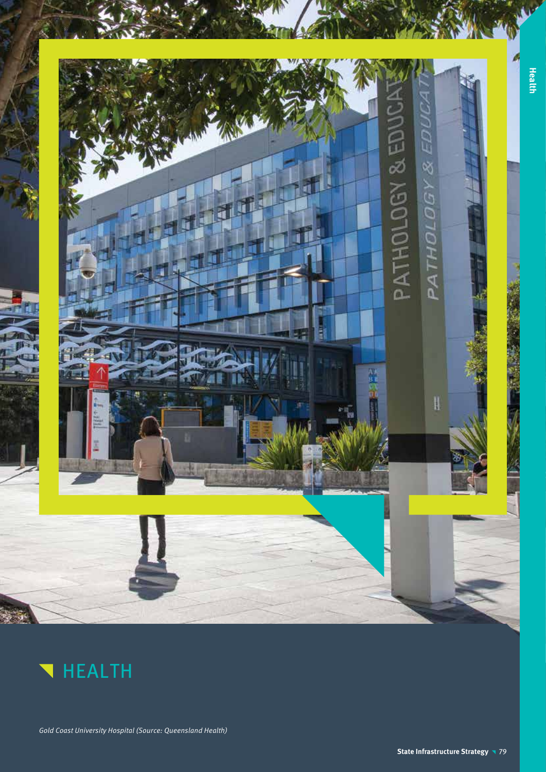# HEALTH

*Gold Coast University Hospital (Source: Queensland Health)*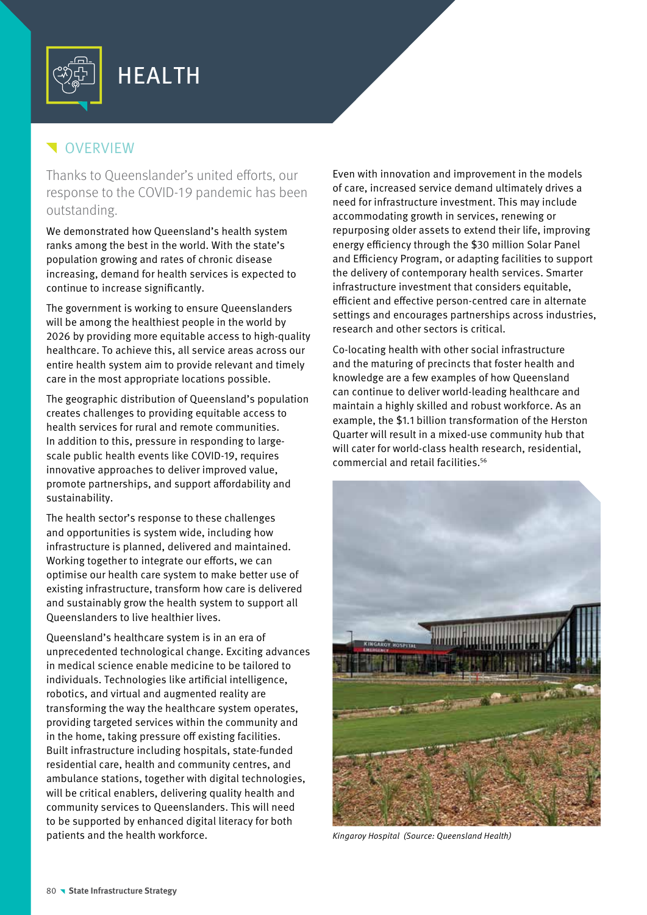# HEALTH

## OVERVIEW

Thanks to Queenslander's united efforts, our response to the COVID-19 pandemic has been outstanding.

We demonstrated how Queensland's health system ranks among the best in the world. With the state's population growing and rates of chronic disease increasing, demand for health services is expected to continue to increase significantly.

The government is working to ensure Queenslanders will be among the healthiest people in the world by 2026 by providing more equitable access to high-quality healthcare. To achieve this, all service areas across our entire health system aim to provide relevant and timely care in the most appropriate locations possible.

The geographic distribution of Queensland's population creates challenges to providing equitable access to health services for rural and remote communities. In addition to this, pressure in responding to large-scale public health events like COVID-19, requires innovative approaches to deliver improved value, promote partnerships, and support affordability and sustainability.

The health sector's response to these challenges and opportunities is system wide, including how infrastructure is planned, delivered and maintained. Working together to integrate our efforts, we can optimise our health care system to make better use of existing infrastructure, transform how care is delivered and sustainably grow the health system to support all Queenslanders to live healthier lives.

Queensland's healthcare system is in an era of unprecedented technological change. Exciting advances in medical science enable medicine to be tailored to individuals. Technologies like artificial intelligence, robotics, and virtual and augmented reality are transforming the way the healthcare system operates, providing targeted services within the community and in the home, taking pressure off existing facilities. Built infrastructure including hospitals, state-funded residential care, health and community centres, and ambulance stations, together with digital technologies, will be critical enablers, delivering quality health and community services to Queenslanders. This will need to be supported by enhanced digital literacy for both patients and the health workforce.

Even with innovation and improvement in the models of care, increased service demand ultimately drives a need for infrastructure investment. This may include accommodating growth in services, renewing or repurposing older assets to extend their life, improving energy efficiency through the $30 million Solar Panel and Efficiency Program, or adapting facilities to support the delivery of contemporary health services. Smarter infrastructure investment that considers equitable, efficient and effective person-centred care in alternate settings and encourages partnerships across industries, research and other sectors is critical.

Co-locating health with other social infrastructure and the maturing of precincts that foster health and knowledge are a few examples of how Queensland can continue to deliver world-leading healthcare and maintain a highly skilled and robust workforce. As an example, the $1.1 billion transformation of the Herston Quarter will result in a mixed-use community hub that will cater for world-class health research, residential, commercial and retail facilities.[56]

*Kingaroy Hospital (Source: Queensland Health)*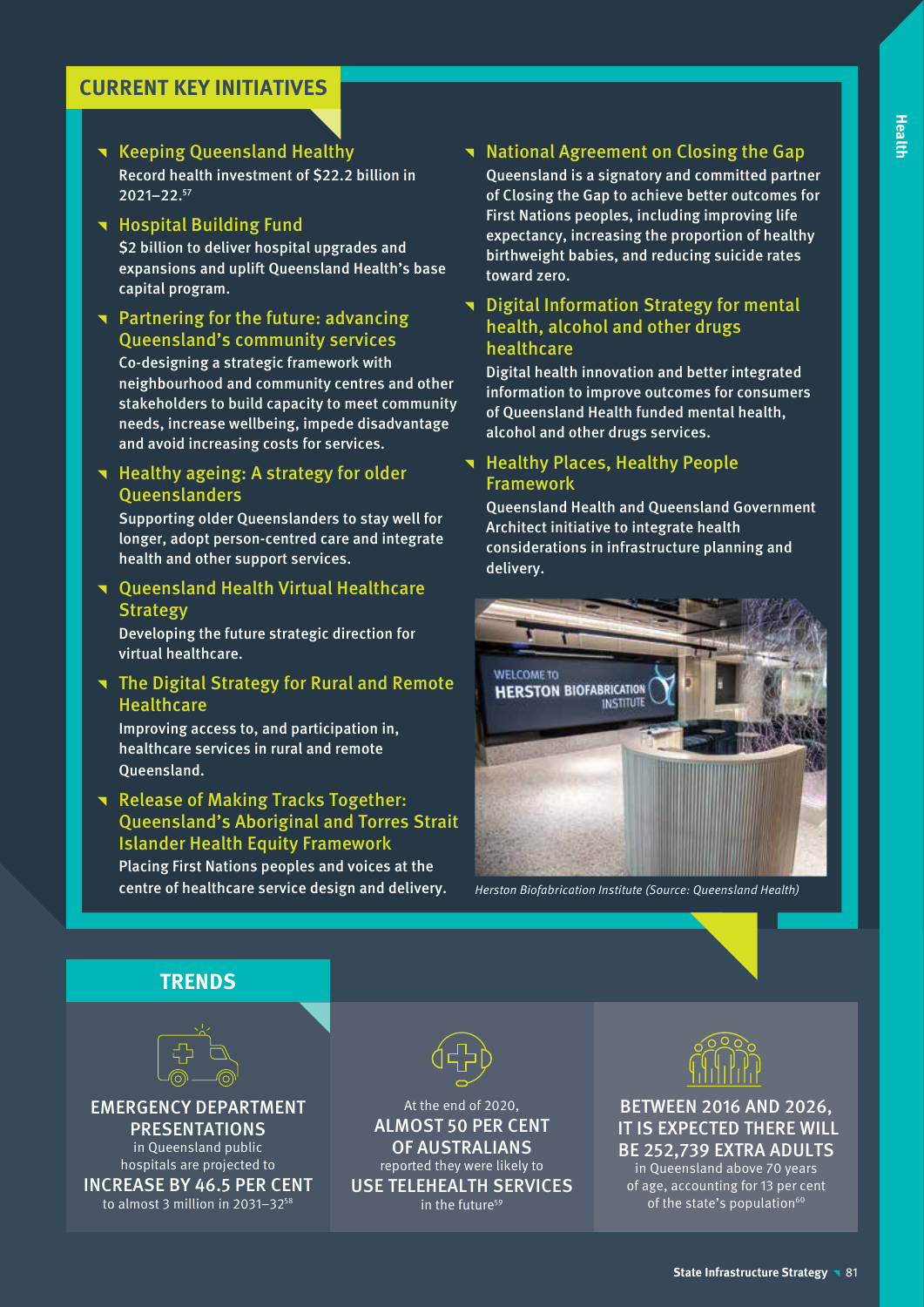## CURRENT KEY INITIATIVES

- **Keeping Queensland Healthy**
  Record health investment of $22.2 billion in 2021–22.[57]
- **Hospital Building Fund**
  $2 billion to deliver hospital upgrades and expansions and uplift Queensland Health's base capital program.
- **Partnering for the future: advancing Queensland's community services**
  Co-designing a strategic framework with neighbourhood and community centres and other stakeholders to build capacity to meet community needs, increase wellbeing, impede disadvantage and avoid increasing costs for services.
- **Healthy ageing: A strategy for older Queenslanders**
  Supporting older Queenslanders to stay well for longer, adopt person-centred care and integrate health and other support services.
- **Queensland Health Virtual Healthcare Strategy**
  Developing the future strategic direction for virtual healthcare.
- **The Digital Strategy for Rural and Remote Healthcare**
  Improving access to, and participation in, healthcare services in rural and remote Queensland.
- **Release of Making Tracks Together: Queensland's Aboriginal and Torres Strait Islander Health Equity Framework**
  Placing First Nations peoples and voices at the centre of healthcare service design and delivery.
- **National Agreement on Closing the Gap**
  Queensland is a signatory and committed partner of Closing the Gap to achieve better outcomes for First Nations peoples, including improving life expectancy, increasing the proportion of healthy birthweight babies, and reducing suicide rates toward zero.
- **Digital Information Strategy for mental health, alcohol and other drugs healthcare**
  Digital health innovation and better integrated information to improve outcomes for consumers of Queensland Health funded mental health, alcohol and other drugs services.
- **Healthy Places, Healthy People Framework**
  Queensland Health and Queensland Government Architect initiative to integrate health considerations in infrastructure planning and delivery.

*Herston Biofabrication Institute (Source: Queensland Health)*

## TRENDS

**EMERGENCY DEPARTMENT PRESENTATIONS** in Queensland public hospitals are projected to **INCREASE BY 46.5 PER CENT** to almost 3 million in 2031–32[58]

At the end of 2020, **ALMOST 50 PER CENT OF AUSTRALIANS** reported they were likely to **USE TELEHEALTH SERVICES** in the future[59]

**BETWEEN 2016 AND 2026, IT IS EXPECTED THERE WILL BE 252,739 EXTRA ADULTS** in Queensland above 70 years of age, accounting for 13 per cent of the state's population[60]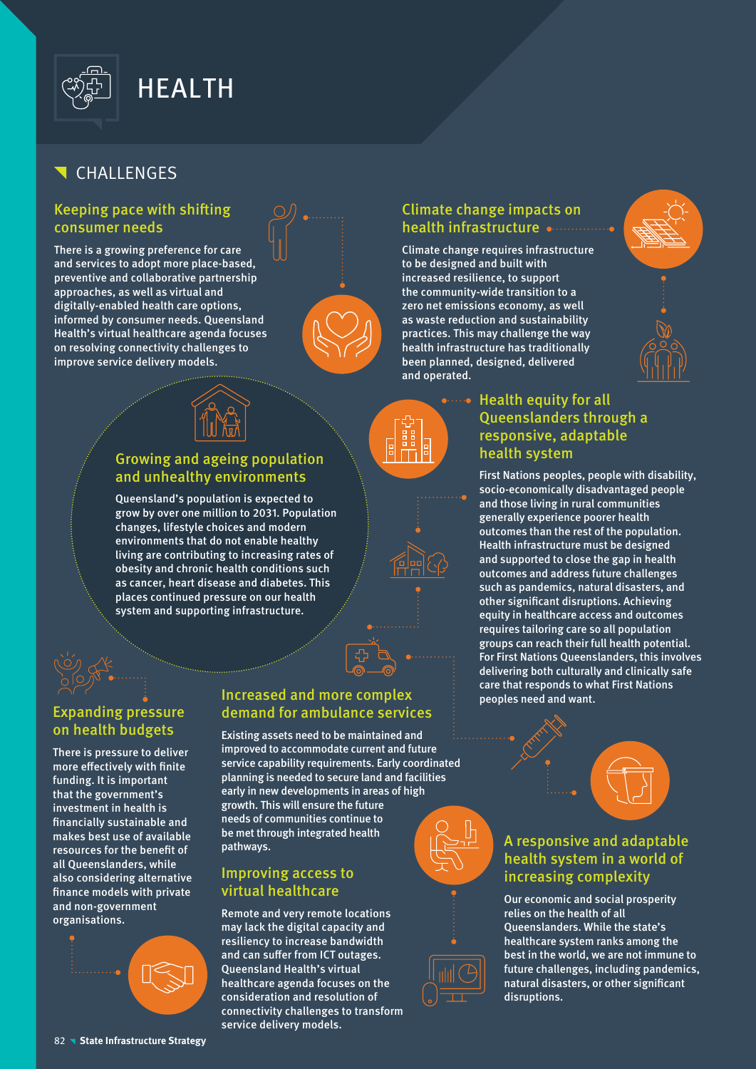# HEALTH

## CHALLENGES

### Keeping pace with shifting consumer needs

There is a growing preference for care and services to adopt more place-based, preventive and collaborative partnership approaches, as well as virtual and digitally-enabled health care options, informed by consumer needs. Queensland Health's virtual healthcare agenda focuses on resolving connectivity challenges to improve service delivery models.

### Growing and ageing population and unhealthy environments

Queensland's population is expected to grow by over one million to 2031. Population changes, lifestyle choices and modern environments that do not enable healthy living are contributing to increasing rates of obesity and chronic health conditions such as cancer, heart disease and diabetes. This places continued pressure on our health system and supporting infrastructure.

### Expanding pressure on health budgets

There is pressure to deliver more effectively with finite funding. It is important that the government's investment in health is financially sustainable and makes best use of available resources for the benefit of all Queenslanders, while also considering alternative finance models with private and non-government organisations.

### Increased and more complex demand for ambulance services

Existing assets need to be maintained and improved to accommodate current and future service capability requirements. Early coordinated planning is needed to secure land and facilities early in new developments in areas of high growth. This will ensure the future needs of communities continue to be met through integrated health pathways.

### Improving access to virtual healthcare

Remote and very remote locations may lack the digital capacity and resiliency to increase bandwidth and can suffer from ICT outages. Queensland Health's virtual healthcare agenda focuses on the consideration and resolution of connectivity challenges to transform service delivery models.

### Climate change impacts on health infrastructure

Climate change requires infrastructure to be designed and built with increased resilience, to support the community-wide transition to a zero net emissions economy, as well as waste reduction and sustainability practices. This may challenge the way health infrastructure has traditionally been planned, designed, delivered and operated.

### Health equity for all Queenslanders through a responsive, adaptable health system

First Nations peoples, people with disability, socio-economically disadvantaged people and those living in rural communities generally experience poorer health outcomes than the rest of the population. Health infrastructure must be designed and supported to close the gap in health outcomes and address future challenges such as pandemics, natural disasters, and other significant disruptions. Achieving equity in healthcare access and outcomes requires tailoring care so all population groups can reach their full health potential. For First Nations Queenslanders, this involves delivering both culturally and clinically safe care that responds to what First Nations peoples need and want.

### A responsive and adaptable health system in a world of increasing complexity

Our economic and social prosperity relies on the health of all Queenslanders. While the state's healthcare system ranks among the best in the world, we are not immune to future challenges, including pandemics, natural disasters, or other significant disruptions.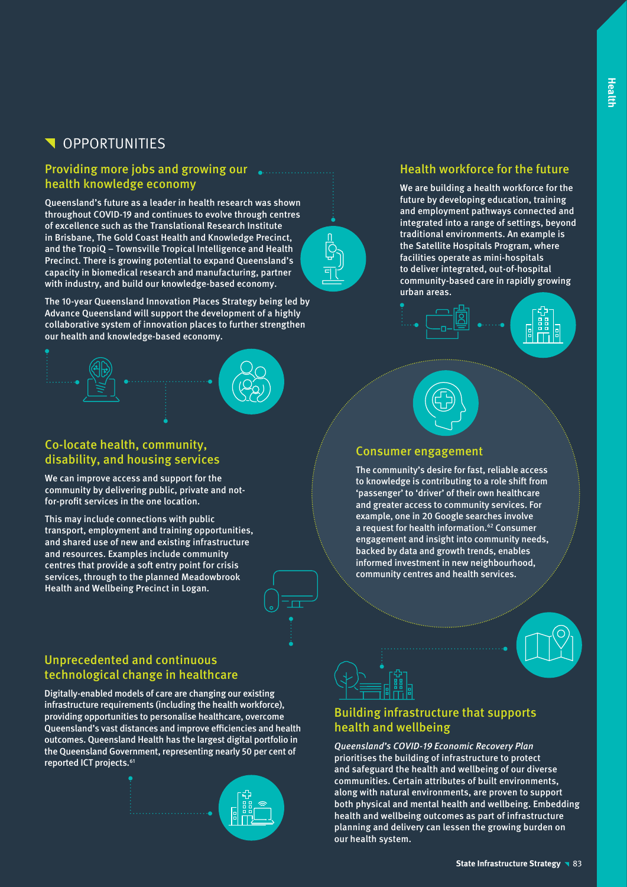## OPPORTUNITIES

### Providing more jobs and growing our health knowledge economy

Queensland's future as a leader in health research was shown throughout COVID-19 and continues to evolve through centres of excellence such as the Translational Research Institute in Brisbane, The Gold Coast Health and Knowledge Precinct, and the TropiQ – Townsville Tropical Intelligence and Health Precinct. There is growing potential to expand Queensland's capacity in biomedical research and manufacturing, partner with industry, and build our knowledge-based economy.

The 10-year Queensland Innovation Places Strategy being led by Advance Queensland will support the development of a highly collaborative system of innovation places to further strengthen our health and knowledge-based economy.

### Co-locate health, community, disability, and housing services

We can improve access and support for the community by delivering public, private and not-for-profit services in the one location.

This may include connections with public transport, employment and training opportunities, and shared use of new and existing infrastructure and resources. Examples include community centres that provide a soft entry point for crisis services, through to the planned Meadowbrook Health and Wellbeing Precinct in Logan.

### Unprecedented and continuous technological change in healthcare

Digitally-enabled models of care are changing our existing infrastructure requirements (including the health workforce), providing opportunities to personalise healthcare, overcome Queensland's vast distances and improve efficiencies and health outcomes. Queensland Health has the largest digital portfolio in the Queensland Government, representing nearly 50 per cent of reported ICT projects.[61]

### Health workforce for the future

We are building a health workforce for the future by developing education, training and employment pathways connected and integrated into a range of settings, beyond traditional environments. An example is the Satellite Hospitals Program, where facilities operate as mini-hospitals to deliver integrated, out-of-hospital community-based care in rapidly growing urban areas.

### Consumer engagement

The community's desire for fast, reliable access to knowledge is contributing to a role shift from 'passenger' to 'driver' of their own healthcare and greater access to community services. For example, one in 20 Google searches involve a request for health information.[62] Consumer engagement and insight into community needs, backed by data and growth trends, enables informed investment in new neighbourhood, community centres and health services.

### Building infrastructure that supports health and wellbeing

*Queensland's COVID-19 Economic Recovery Plan* prioritises the building of infrastructure to protect and safeguard the health and wellbeing of our diverse communities. Certain attributes of built environments, along with natural environments, are proven to support both physical and mental health and wellbeing. Embedding health and wellbeing outcomes as part of infrastructure planning and delivery can lessen the growing burden on our health system.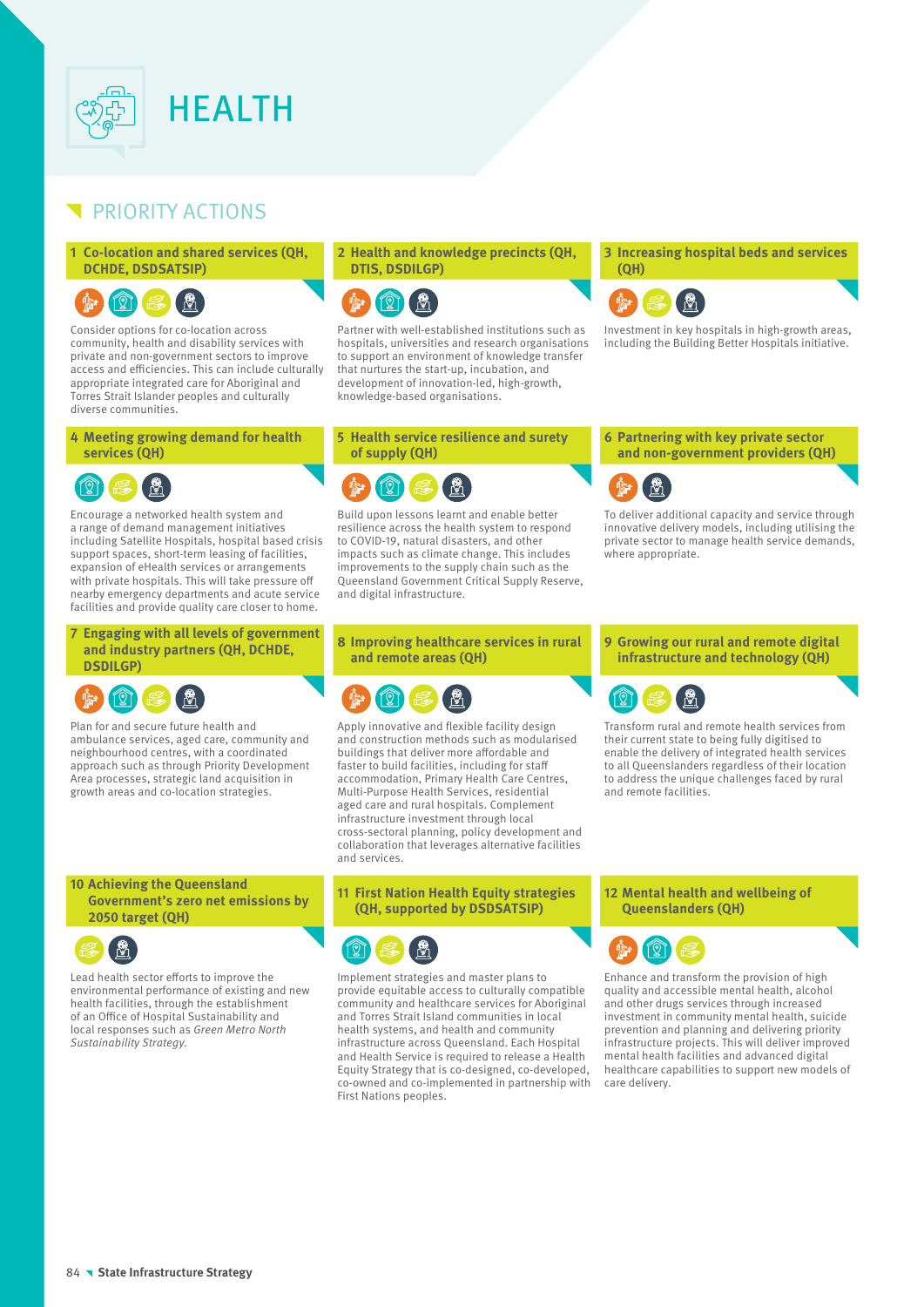# HEALTH

## PRIORITY ACTIONS

### 1 Co-location and shared services (QH, DCHDE, DSDSATSIP)

Consider options for co-location across community, health and disability services with private and non-government sectors to improve access and efficiencies. This can include culturally appropriate integrated care for Aboriginal and Torres Strait Islander peoples and culturally diverse communities.

### 2 Health and knowledge precincts (QH, DTIS, DSDILGP)

Partner with well-established institutions such as hospitals, universities and research organisations to support an environment of knowledge transfer that nurtures the start-up, incubation, and development of innovation-led, high-growth, knowledge-based organisations.

### 3 Increasing hospital beds and services (QH)

Investment in key hospitals in high-growth areas, including the Building Better Hospitals initiative.

### 4 Meeting growing demand for health services (QH)

Encourage a networked health system and a range of demand management initiatives including Satellite Hospitals, hospital based crisis support spaces, short-term leasing of facilities, expansion of eHealth services or arrangements with private hospitals. This will take pressure off nearby emergency departments and acute service facilities and provide quality care closer to home.

### 5 Health service resilience and surety of supply (QH)

Build upon lessons learnt and enable better resilience across the health system to respond to COVID-19, natural disasters, and other impacts such as climate change. This includes improvements to the supply chain such as the Queensland Government Critical Supply Reserve, and digital infrastructure.

### 6 Partnering with key private sector and non-government providers (QH)

To deliver additional capacity and service through innovative delivery models, including utilising the private sector to manage health service demands, where appropriate.

### 7 Engaging with all levels of government and industry partners (QH, DCHDE, DSDILGP)

Plan for and secure future health and ambulance services, aged care, community and neighbourhood centres, with a coordinated approach such as through Priority Development Area processes, strategic land acquisition in growth areas and co-location strategies.

### 8 Improving healthcare services in rural and remote areas (QH)

Apply innovative and flexible facility design and construction methods such as modularised buildings that deliver more affordable and faster to build facilities, including for staff accommodation, Primary Health Care Centres, Multi-Purpose Health Services, residential aged care and rural hospitals. Complement infrastructure investment through local cross-sectoral planning, policy development and collaboration that leverages alternative facilities and services.

### 9 Growing our rural and remote digital infrastructure and technology (QH)

Transform rural and remote health services from their current state to being fully digitised to enable the delivery of integrated health services to all Queenslanders regardless of their location to address the unique challenges faced by rural and remote facilities.

### 10 Achieving the Queensland Government's zero net emissions by 2050 target (QH)

Lead health sector efforts to improve the environmental performance of existing and new health facilities, through the establishment of an Office of Hospital Sustainability and local responses such as *Green Metro North Sustainability Strategy.*

### 11 First Nation Health Equity strategies (QH, supported by DSDSATSIP)

Implement strategies and master plans to provide equitable access to culturally compatible community and healthcare services for Aboriginal and Torres Strait Island communities in local health systems, and health and community infrastructure across Queensland. Each Hospital and Health Service is required to release a Health Equity Strategy that is co-designed, co-developed, co-owned and co-implemented in partnership with First Nations peoples.

### 12 Mental health and wellbeing of Queenslanders (QH)

Enhance and transform the provision of high quality and accessible mental health, alcohol and other drugs services through increased investment in community mental health, suicide prevention and planning and delivering priority infrastructure projects. This will deliver improved mental health facilities and advanced digital healthcare capabilities to support new models of care delivery.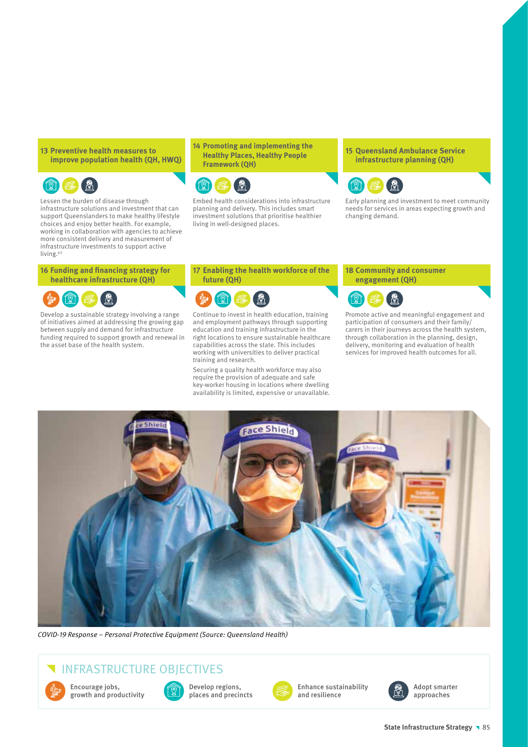### 13 Preventive health measures to improve population health (QH, HWQ)

Lessen the burden of disease through infrastructure solutions and investment that can support Queenslanders to make healthy lifestyle choices and enjoy better health. For example, working in collaboration with agencies to achieve more consistent delivery and measurement of infrastructure investments to support active living.[63]

### 14 Promoting and implementing the Healthy Places, Healthy People Framework (QH)

Embed health considerations into infrastructure planning and delivery. This includes smart investment solutions that prioritise healthier living in well-designed places.

### 15 Queensland Ambulance Service infrastructure planning (QH)

Early planning and investment to meet community needs for services in areas expecting growth and changing demand.

### 16 Funding and financing strategy for healthcare infrastructure (QH)

Develop a sustainable strategy involving a range of initiatives aimed at addressing the growing gap between supply and demand for infrastructure funding required to support growth and renewal in the asset base of the health system.

### 17 Enabling the health workforce of the future (QH)

Continue to invest in health education, training and employment pathways through supporting education and training infrastructure in the right locations to ensure sustainable healthcare capabilities across the state. This includes working with universities to deliver practical training and research.

Securing a quality health workforce may also require the provision of adequate and safe key-worker housing in locations where dwelling availability is limited, expensive or unavailable.

### 18 Community and consumer engagement (QH)

Promote active and meaningful engagement and participation of consumers and their family/carers in their journeys across the health system, through collaboration in the planning, design, delivery, monitoring and evaluation of health services for improved health outcomes for all.

*COVID-19 Response – Personal Protective Equipment (Source: Queensland Health)*

## INFRASTRUCTURE OBJECTIVES

- Encourage jobs, growth and productivity
- Develop regions, places and precincts
- Enhance sustainability and resilience
- Adopt smarter approaches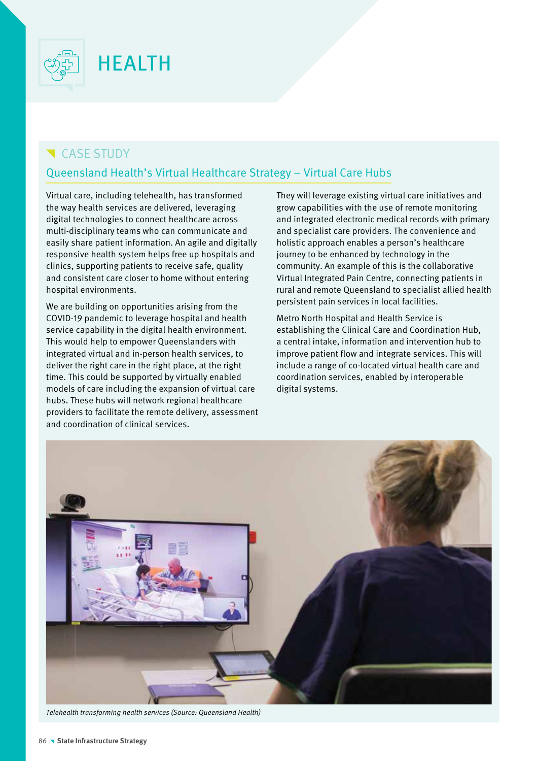# HEALTH

## CASE STUDY

### Queensland Health's Virtual Healthcare Strategy – Virtual Care Hubs

Virtual care, including telehealth, has transformed the way health services are delivered, leveraging digital technologies to connect healthcare across multi-disciplinary teams who can communicate and easily share patient information. An agile and digitally responsive health system helps free up hospitals and clinics, supporting patients to receive safe, quality and consistent care closer to home without entering hospital environments.

We are building on opportunities arising from the COVID-19 pandemic to leverage hospital and health service capability in the digital health environment. This would help to empower Queenslanders with integrated virtual and in-person health services, to deliver the right care in the right place, at the right time. This could be supported by virtually enabled models of care including the expansion of virtual care hubs. These hubs will network regional healthcare providers to facilitate the remote delivery, assessment and coordination of clinical services.

They will leverage existing virtual care initiatives and grow capabilities with the use of remote monitoring and integrated electronic medical records with primary and specialist care providers. The convenience and holistic approach enables a person's healthcare journey to be enhanced by technology in the community. An example of this is the collaborative Virtual Integrated Pain Centre, connecting patients in rural and remote Queensland to specialist allied health persistent pain services in local facilities.

Metro North Hospital and Health Service is establishing the Clinical Care and Coordination Hub, a central intake, information and intervention hub to improve patient flow and integrate services. This will include a range of co-located virtual health care and coordination services, enabled by interoperable digital systems.

*Telehealth transforming health services (Source: Queensland Health)*